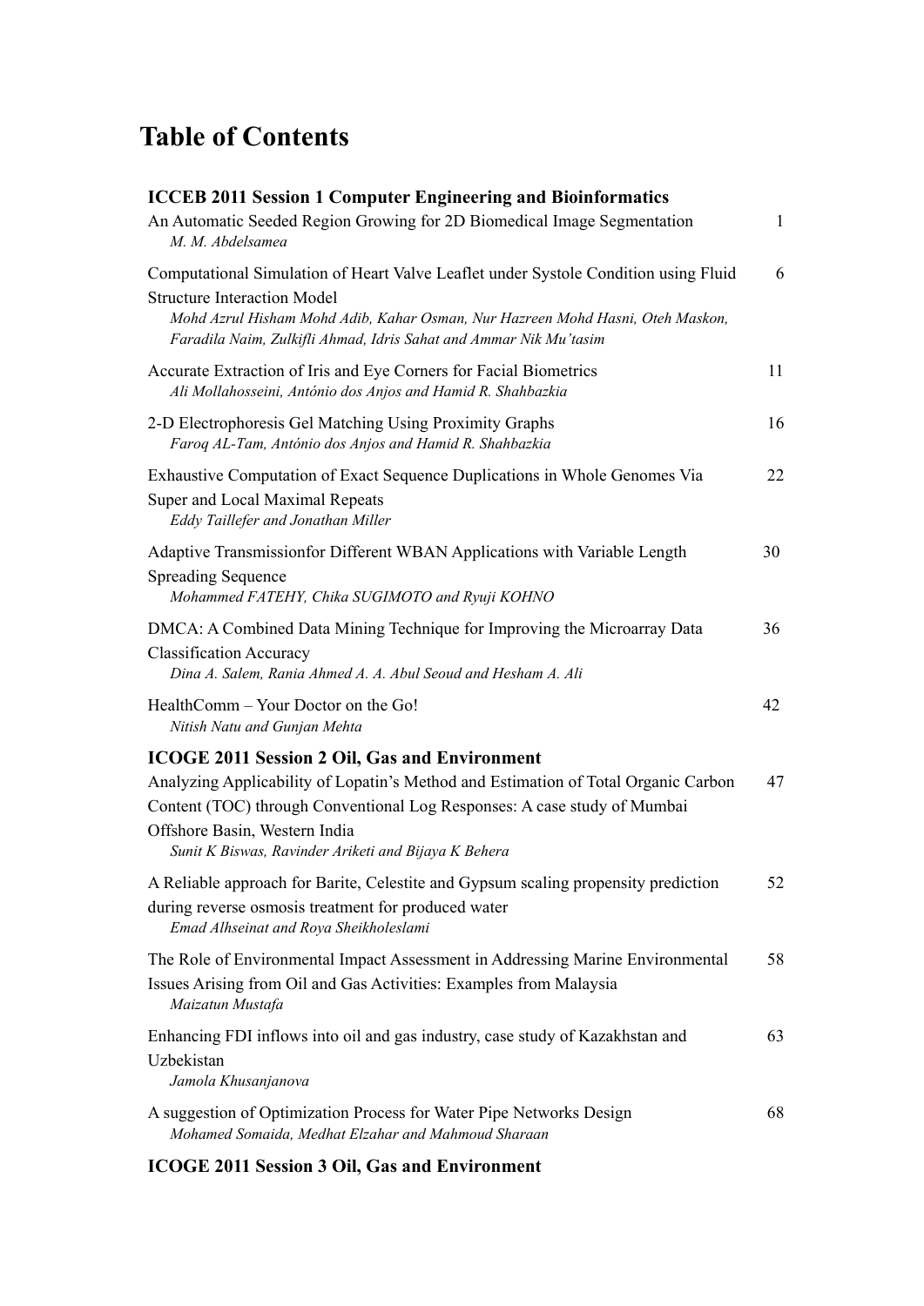# Table of Contents

## ICCEB 2011 Session 1 Computer Engineering and Bioinformatics

An Automatic Seeded Region Growing for 2D Biomedical Image Segmentation — 1
*M. M. Abdelsamea*

Computational Simulation of Heart Valve Leaflet under Systole Condition using Fluid Structure Interaction Model — 6
*Mohd Azrul Hisham Mohd Adib, Kahar Osman, Nur Hazreen Mohd Hasni, Oteh Maskon, Faradila Naim, Zulkifli Ahmad, Idris Sahat and Ammar Nik Mu'tasim*

Accurate Extraction of Iris and Eye Corners for Facial Biometrics — 11
*Ali Mollahosseini, António dos Anjos and Hamid R. Shahbazkia*

2-D Electrophoresis Gel Matching Using Proximity Graphs — 16
*Faroq AL-Tam, António dos Anjos and Hamid R. Shahbazkia*

Exhaustive Computation of Exact Sequence Duplications in Whole Genomes Via Super and Local Maximal Repeats — 22
*Eddy Taillefer and Jonathan Miller*

Adaptive Transmissionfor Different WBAN Applications with Variable Length Spreading Sequence — 30
*Mohammed FATEHY, Chika SUGIMOTO and Ryuji KOHNO*

DMCA: A Combined Data Mining Technique for Improving the Microarray Data Classification Accuracy — 36
*Dina A. Salem, Rania Ahmed A. A. Abul Seoud and Hesham A. Ali*

HealthComm – Your Doctor on the Go! — 42
*Nitish Natu and Gunjan Mehta*

## ICOGE 2011 Session 2 Oil, Gas and Environment

Analyzing Applicability of Lopatin's Method and Estimation of Total Organic Carbon Content (TOC) through Conventional Log Responses: A case study of Mumbai Offshore Basin, Western India — 47
*Sunit K Biswas, Ravinder Ariketi and Bijaya K Behera*

A Reliable approach for Barite, Celestite and Gypsum scaling propensity prediction during reverse osmosis treatment for produced water — 52
*Emad Alhseinat and Roya Sheikholeslami*

The Role of Environmental Impact Assessment in Addressing Marine Environmental Issues Arising from Oil and Gas Activities: Examples from Malaysia — 58
*Maizatun Mustafa*

Enhancing FDI inflows into oil and gas industry, case study of Kazakhstan and Uzbekistan — 63
*Jamola Khusanjanova*

A suggestion of Optimization Process for Water Pipe Networks Design — 68
*Mohamed Somaida, Medhat Elzahar and Mahmoud Sharaan*

## ICOGE 2011 Session 3 Oil, Gas and Environment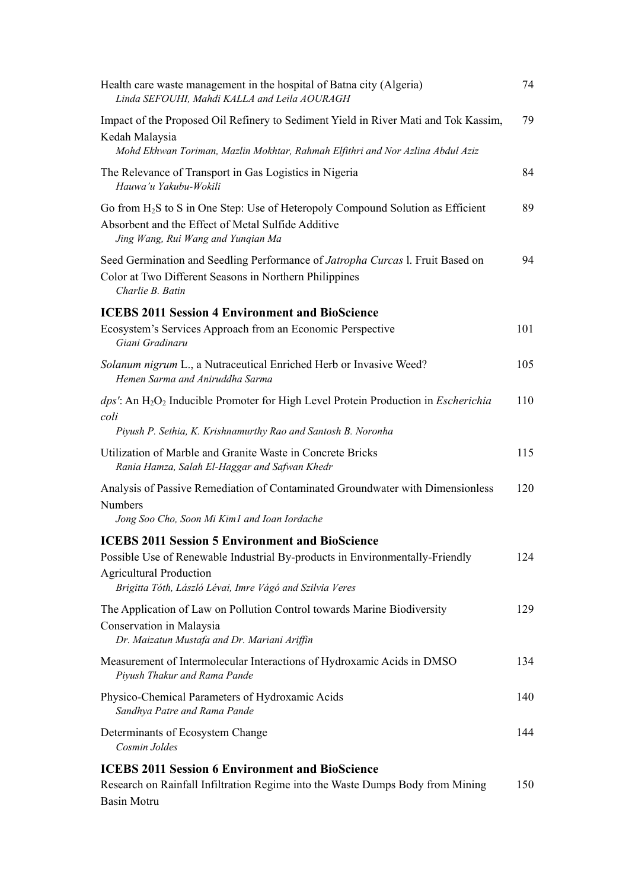Health care waste management in the hospital of Batna city (Algeria) 74
*Linda SEFOUHI, Mahdi KALLA and Leila AOURAGH*

Impact of the Proposed Oil Refinery to Sediment Yield in River Mati and Tok Kassim, Kedah Malaysia 79
*Mohd Ekhwan Toriman, Mazlin Mokhtar, Rahmah Elfithri and Nor Azlina Abdul Aziz*

The Relevance of Transport in Gas Logistics in Nigeria 84
*Hauwa'u Yakubu-Wokili*

Go from $H_2S$ to S in One Step: Use of Heteropoly Compound Solution as Efficient Absorbent and the Effect of Metal Sulfide Additive 89
*Jing Wang, Rui Wang and Yunqian Ma*

Seed Germination and Seedling Performance of *Jatropha Curcas* l. Fruit Based on Color at Two Different Seasons in Northern Philippines 94
*Charlie B. Batin*

## ICEBS 2011 Session 4 Environment and BioScience

Ecosystem's Services Approach from an Economic Perspective 101
*Giani Gradinaru*

*Solanum nigrum* L., a Nutraceutical Enriched Herb or Invasive Weed? 105
*Hemen Sarma and Aniruddha Sarma*

*dps'*: An $H_2O_2$ Inducible Promoter for High Level Protein Production in *Escherichia coli* 110
*Piyush P. Sethia, K. Krishnamurthy Rao and Santosh B. Noronha*

Utilization of Marble and Granite Waste in Concrete Bricks 115
*Rania Hamza, Salah El-Haggar and Safwan Khedr*

Analysis of Passive Remediation of Contaminated Groundwater with Dimensionless Numbers 120
*Jong Soo Cho, Soon Mi Kim1 and Ioan Iordache*

## ICEBS 2011 Session 5 Environment and BioScience

Possible Use of Renewable Industrial By-products in Environmentally-Friendly Agricultural Production 124
*Brigitta Tóth, László Lévai, Imre Vágó and Szilvia Veres*

The Application of Law on Pollution Control towards Marine Biodiversity Conservation in Malaysia 129
*Dr. Maizatun Mustafa and Dr. Mariani Ariffin*

Measurement of Intermolecular Interactions of Hydroxamic Acids in DMSO 134
*Piyush Thakur and Rama Pande*

Physico-Chemical Parameters of Hydroxamic Acids 140
*Sandhya Patre and Rama Pande*

Determinants of Ecosystem Change 144
*Cosmin Joldes*

## ICEBS 2011 Session 6 Environment and BioScience

Research on Rainfall Infiltration Regime into the Waste Dumps Body from Mining Basin Motru 150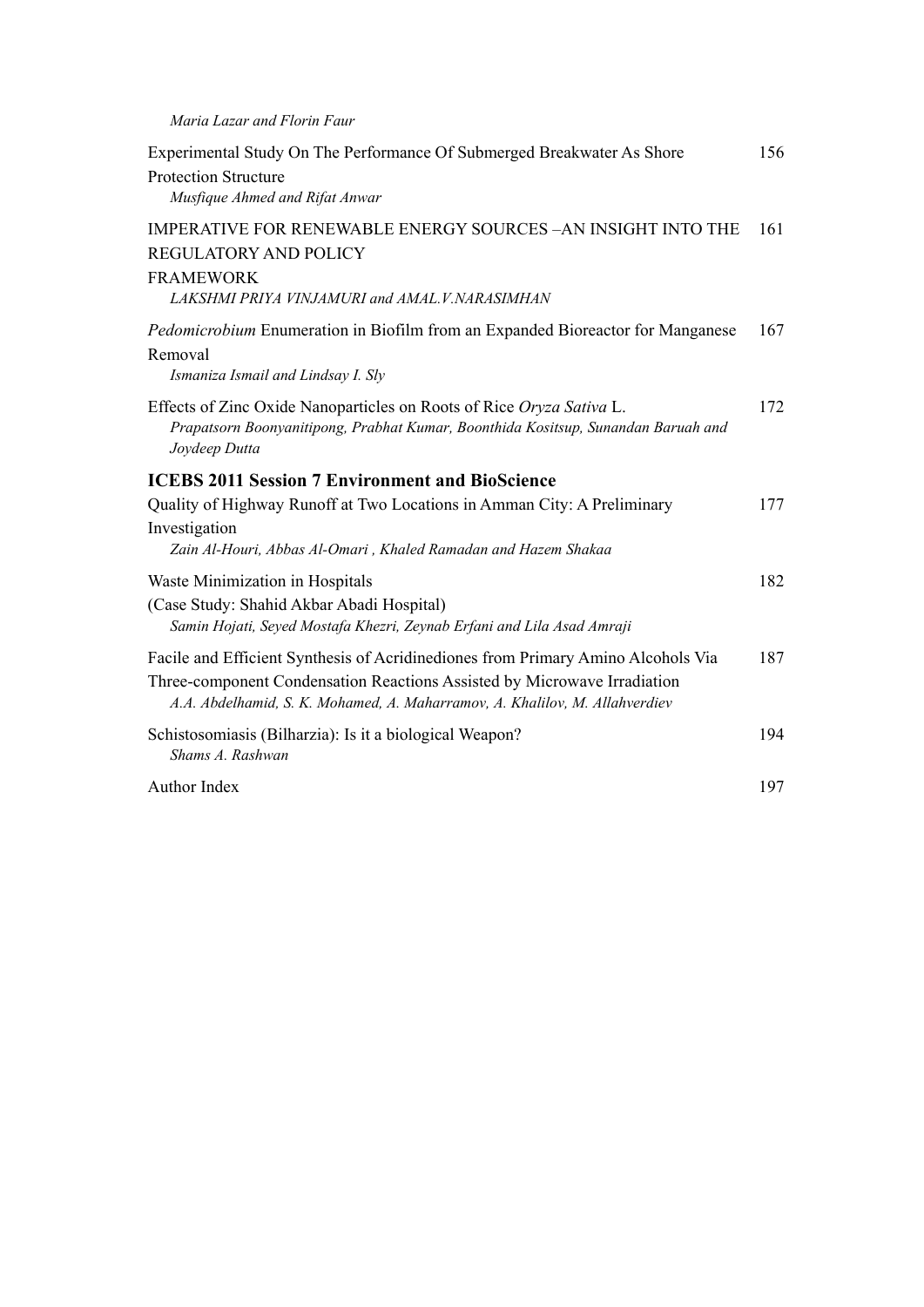*Maria Lazar and Florin Faur*

Experimental Study On The Performance Of Submerged Breakwater As Shore Protection Structure 156
*Musfique Ahmed and Rifat Anwar*

IMPERATIVE FOR RENEWABLE ENERGY SOURCES –AN INSIGHT INTO THE REGULATORY AND POLICY FRAMEWORK 161
*LAKSHMI PRIYA VINJAMURI and AMAL.V.NARASIMHAN*

*Pedomicrobium* Enumeration in Biofilm from an Expanded Bioreactor for Manganese Removal 167
*Ismaniza Ismail and Lindsay I. Sly*

Effects of Zinc Oxide Nanoparticles on Roots of Rice *Oryza Sativa* L. 172
*Prapatsorn Boonyanitipong, Prabhat Kumar, Boonthida Kositsup, Sunandan Baruah and Joydeep Dutta*

**ICEBS 2011 Session 7 Environment and BioScience**

Quality of Highway Runoff at Two Locations in Amman City: A Preliminary Investigation 177
*Zain Al-Houri, Abbas Al-Omari , Khaled Ramadan and Hazem Shakaa*

Waste Minimization in Hospitals (Case Study: Shahid Akbar Abadi Hospital) 182
*Samin Hojati, Seyed Mostafa Khezri, Zeynab Erfani and Lila Asad Amraji*

Facile and Efficient Synthesis of Acridinediones from Primary Amino Alcohols Via Three-component Condensation Reactions Assisted by Microwave Irradiation 187
*A.A. Abdelhamid, S. K. Mohamed, A. Maharramov, A. Khalilov, M. Allahverdiev*

Schistosomiasis (Bilharzia): Is it a biological Weapon? 194
*Shams A. Rashwan*

Author Index 197